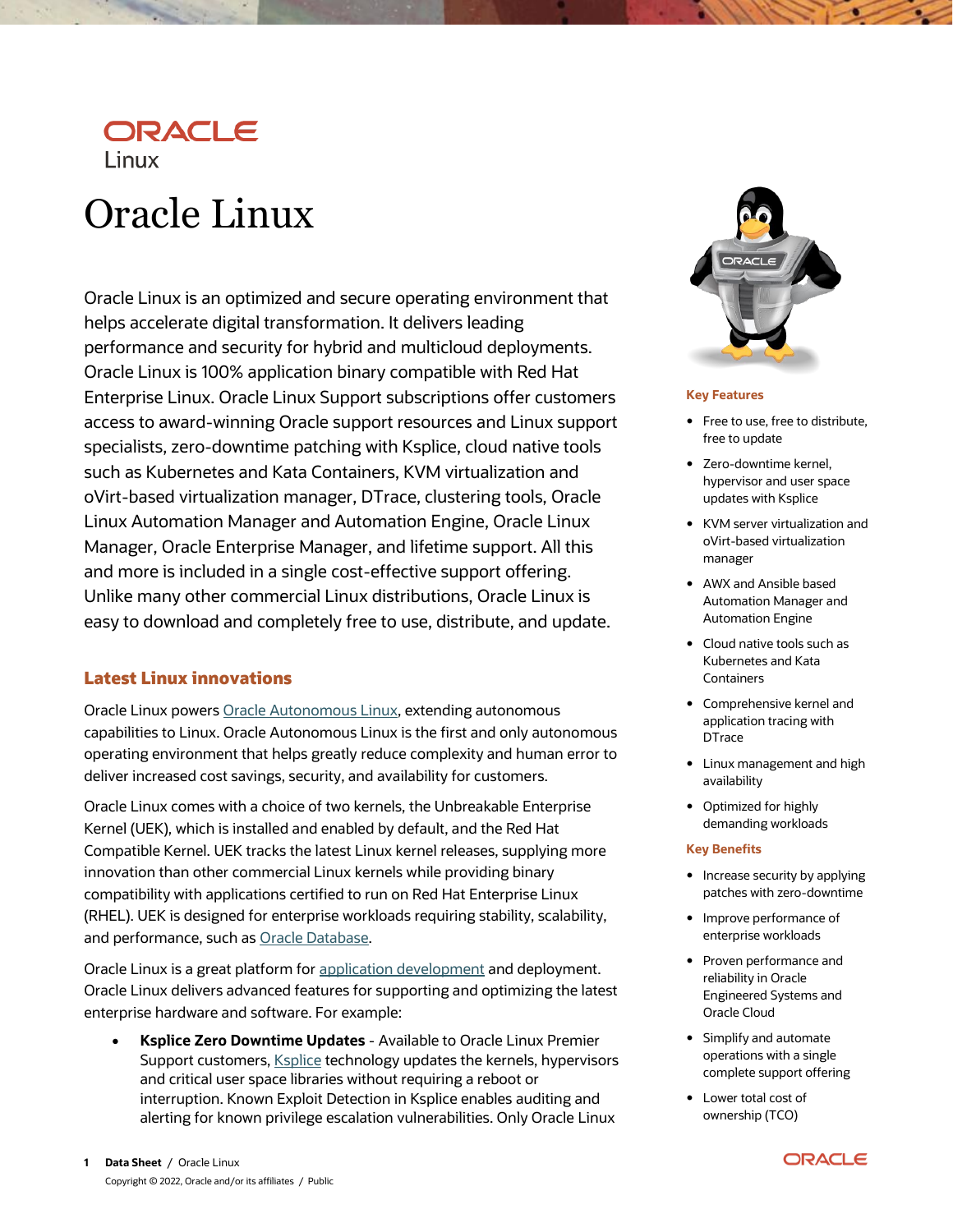ORACLE
Linux

# Oracle Linux

Oracle Linux is an optimized and secure operating environment that helps accelerate digital transformation. It delivers leading performance and security for hybrid and multicloud deployments. Oracle Linux is 100% application binary compatible with Red Hat Enterprise Linux. Oracle Linux Support subscriptions offer customers access to award-winning Oracle support resources and Linux support specialists, zero-downtime patching with Ksplice, cloud native tools such as Kubernetes and Kata Containers, KVM virtualization and oVirt-based virtualization manager, DTrace, clustering tools, Oracle Linux Automation Manager and Automation Engine, Oracle Linux Manager, Oracle Enterprise Manager, and lifetime support. All this and more is included in a single cost-effective support offering. Unlike many other commercial Linux distributions, Oracle Linux is easy to download and completely free to use, distribute, and update.

## Latest Linux innovations

Oracle Linux powers Oracle Autonomous Linux, extending autonomous capabilities to Linux. Oracle Autonomous Linux is the first and only autonomous operating environment that helps greatly reduce complexity and human error to deliver increased cost savings, security, and availability for customers.

Oracle Linux comes with a choice of two kernels, the Unbreakable Enterprise Kernel (UEK), which is installed and enabled by default, and the Red Hat Compatible Kernel. UEK tracks the latest Linux kernel releases, supplying more innovation than other commercial Linux kernels while providing binary compatibility with applications certified to run on Red Hat Enterprise Linux (RHEL). UEK is designed for enterprise workloads requiring stability, scalability, and performance, such as Oracle Database.

Oracle Linux is a great platform for application development and deployment. Oracle Linux delivers advanced features for supporting and optimizing the latest enterprise hardware and software. For example:

- **Ksplice Zero Downtime Updates** - Available to Oracle Linux Premier Support customers, Ksplice technology updates the kernels, hypervisors and critical user space libraries without requiring a reboot or interruption. Known Exploit Detection in Ksplice enables auditing and alerting for known privilege escalation vulnerabilities. Only Oracle Linux

### Key Features

- Free to use, free to distribute, free to update
- Zero-downtime kernel, hypervisor and user space updates with Ksplice
- KVM server virtualization and oVirt-based virtualization manager
- AWX and Ansible based Automation Manager and Automation Engine
- Cloud native tools such as Kubernetes and Kata Containers
- Comprehensive kernel and application tracing with DTrace
- Linux management and high availability
- Optimized for highly demanding workloads

### Key Benefits

- Increase security by applying patches with zero-downtime
- Improve performance of enterprise workloads
- Proven performance and reliability in Oracle Engineered Systems and Oracle Cloud
- Simplify and automate operations with a single complete support offering
- Lower total cost of ownership (TCO)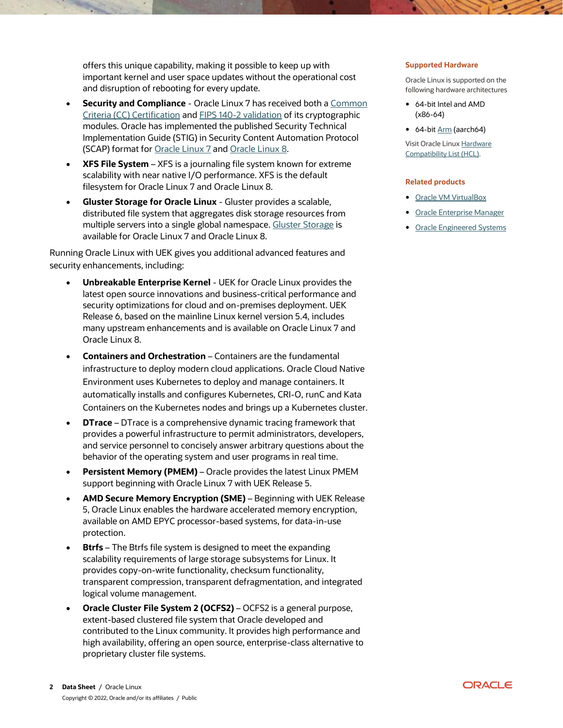offers this unique capability, making it possible to keep up with important kernel and user space updates without the operational cost and disruption of rebooting for every update.

- **Security and Compliance** - Oracle Linux 7 has received both a Common Criteria (CC) Certification and FIPS 140-2 validation of its cryptographic modules. Oracle has implemented the published Security Technical Implementation Guide (STIG) in Security Content Automation Protocol (SCAP) format for Oracle Linux 7 and Oracle Linux 8.
- **XFS File System** – XFS is a journaling file system known for extreme scalability with near native I/O performance. XFS is the default filesystem for Oracle Linux 7 and Oracle Linux 8.
- **Gluster Storage for Oracle Linux** - Gluster provides a scalable, distributed file system that aggregates disk storage resources from multiple servers into a single global namespace. Gluster Storage is available for Oracle Linux 7 and Oracle Linux 8.

Running Oracle Linux with UEK gives you additional advanced features and security enhancements, including:

- **Unbreakable Enterprise Kernel** - UEK for Oracle Linux provides the latest open source innovations and business-critical performance and security optimizations for cloud and on-premises deployment. UEK Release 6, based on the mainline Linux kernel version 5.4, includes many upstream enhancements and is available on Oracle Linux 7 and Oracle Linux 8.
- **Containers and Orchestration** – Containers are the fundamental infrastructure to deploy modern cloud applications. Oracle Cloud Native Environment uses Kubernetes to deploy and manage containers. It automatically installs and configures Kubernetes, CRI-O, runC and Kata Containers on the Kubernetes nodes and brings up a Kubernetes cluster.
- **DTrace** – DTrace is a comprehensive dynamic tracing framework that provides a powerful infrastructure to permit administrators, developers, and service personnel to concisely answer arbitrary questions about the behavior of the operating system and user programs in real time.
- **Persistent Memory (PMEM)** – Oracle provides the latest Linux PMEM support beginning with Oracle Linux 7 with UEK Release 5.
- **AMD Secure Memory Encryption (SME)** – Beginning with UEK Release 5, Oracle Linux enables the hardware accelerated memory encryption, available on AMD EPYC processor-based systems, for data-in-use protection.
- **Btrfs** – The Btrfs file system is designed to meet the expanding scalability requirements of large storage subsystems for Linux. It provides copy-on-write functionality, checksum functionality, transparent compression, transparent defragmentation, and integrated logical volume management.
- **Oracle Cluster File System 2 (OCFS2)** – OCFS2 is a general purpose, extent-based clustered file system that Oracle developed and contributed to the Linux community. It provides high performance and high availability, offering an open source, enterprise-class alternative to proprietary cluster file systems.

### Supported Hardware

Oracle Linux is supported on the following hardware architectures

- 64-bit Intel and AMD (x86-64)
- 64-bit Arm (aarch64)

Visit Oracle Linux Hardware Compatibility List (HCL).

### Related products

- Oracle VM VirtualBox
- Oracle Enterprise Manager
- Oracle Engineered Systems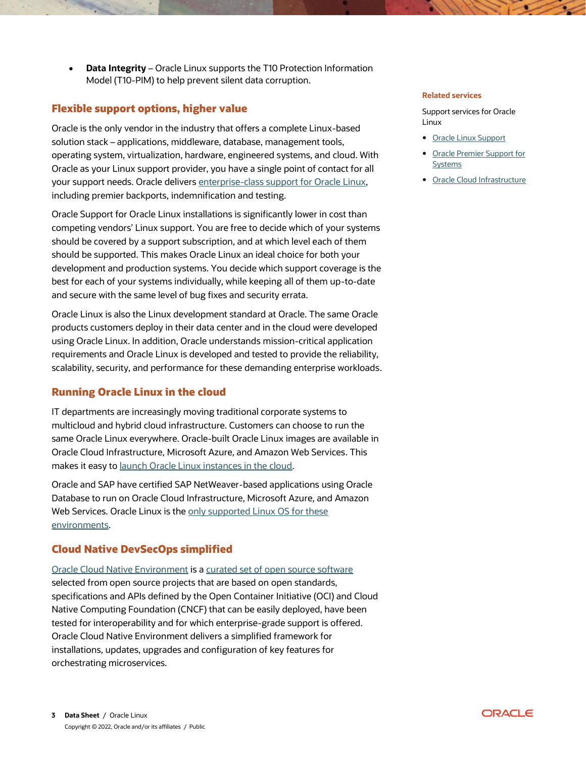- **Data Integrity** – Oracle Linux supports the T10 Protection Information Model (T10-PIM) to help prevent silent data corruption.

## Flexible support options, higher value

Oracle is the only vendor in the industry that offers a complete Linux-based solution stack – applications, middleware, database, management tools, operating system, virtualization, hardware, engineered systems, and cloud. With Oracle as your Linux support provider, you have a single point of contact for all your support needs. Oracle delivers enterprise-class support for Oracle Linux, including premier backports, indemnification and testing.

Oracle Support for Oracle Linux installations is significantly lower in cost than competing vendors' Linux support. You are free to decide which of your systems should be covered by a support subscription, and at which level each of them should be supported. This makes Oracle Linux an ideal choice for both your development and production systems. You decide which support coverage is the best for each of your systems individually, while keeping all of them up-to-date and secure with the same level of bug fixes and security errata.

Oracle Linux is also the Linux development standard at Oracle. The same Oracle products customers deploy in their data center and in the cloud were developed using Oracle Linux. In addition, Oracle understands mission-critical application requirements and Oracle Linux is developed and tested to provide the reliability, scalability, security, and performance for these demanding enterprise workloads.

## Running Oracle Linux in the cloud

IT departments are increasingly moving traditional corporate systems to multicloud and hybrid cloud infrastructure. Customers can choose to run the same Oracle Linux everywhere. Oracle-built Oracle Linux images are available in Oracle Cloud Infrastructure, Microsoft Azure, and Amazon Web Services. This makes it easy to launch Oracle Linux instances in the cloud.

Oracle and SAP have certified SAP NetWeaver-based applications using Oracle Database to run on Oracle Cloud Infrastructure, Microsoft Azure, and Amazon Web Services. Oracle Linux is the only supported Linux OS for these environments.

## Cloud Native DevSecOps simplified

Oracle Cloud Native Environment is a curated set of open source software selected from open source projects that are based on open standards, specifications and APIs defined by the Open Container Initiative (OCI) and Cloud Native Computing Foundation (CNCF) that can be easily deployed, have been tested for interoperability and for which enterprise-grade support is offered. Oracle Cloud Native Environment delivers a simplified framework for installations, updates, upgrades and configuration of key features for orchestrating microservices.

**Related services**

Support services for Oracle Linux

- Oracle Linux Support
- Oracle Premier Support for Systems
- Oracle Cloud Infrastructure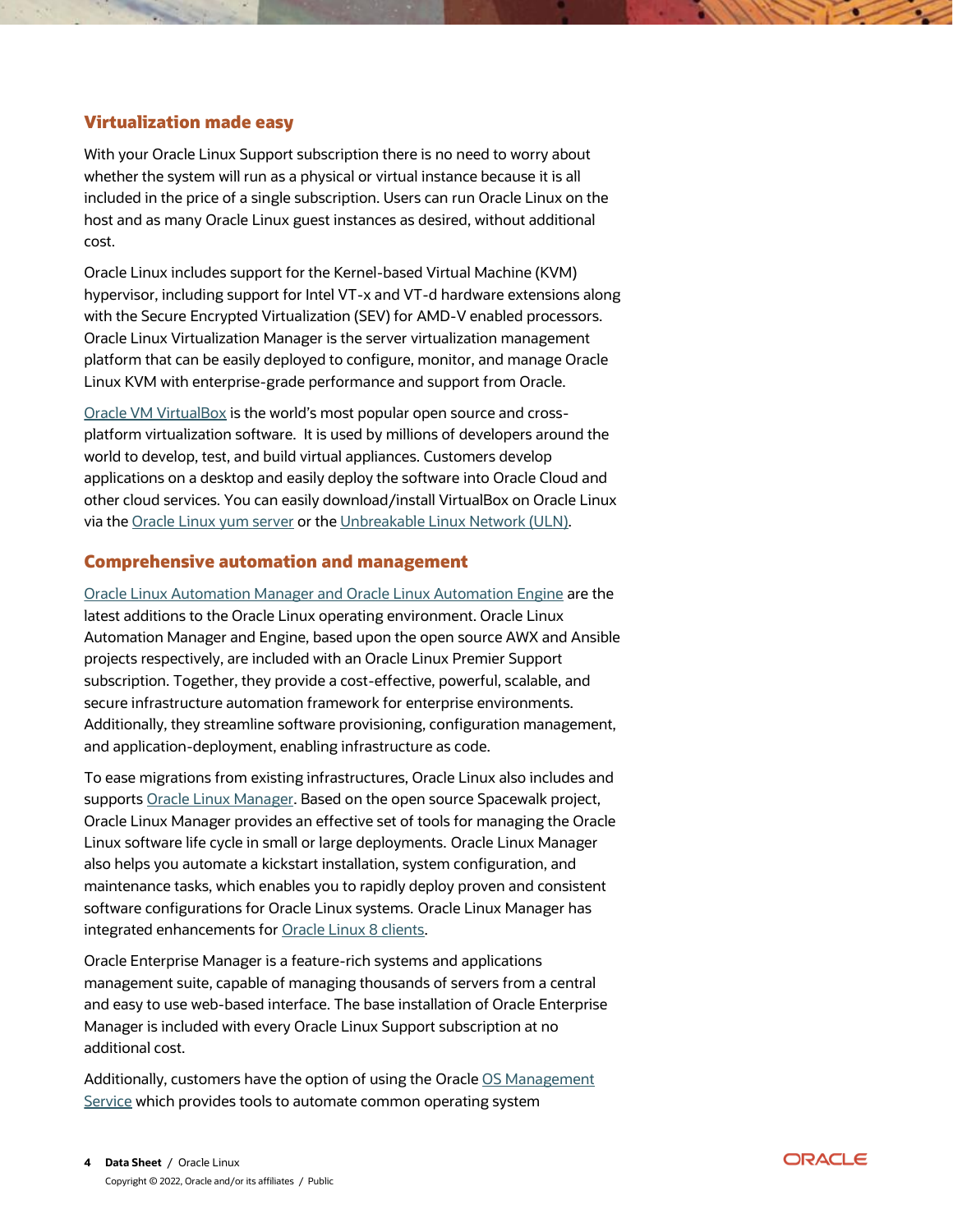## Virtualization made easy

With your Oracle Linux Support subscription there is no need to worry about whether the system will run as a physical or virtual instance because it is all included in the price of a single subscription. Users can run Oracle Linux on the host and as many Oracle Linux guest instances as desired, without additional cost.

Oracle Linux includes support for the Kernel-based Virtual Machine (KVM) hypervisor, including support for Intel VT-x and VT-d hardware extensions along with the Secure Encrypted Virtualization (SEV) for AMD-V enabled processors. Oracle Linux Virtualization Manager is the server virtualization management platform that can be easily deployed to configure, monitor, and manage Oracle Linux KVM with enterprise-grade performance and support from Oracle.

Oracle VM VirtualBox is the world's most popular open source and cross-platform virtualization software. It is used by millions of developers around the world to develop, test, and build virtual appliances. Customers develop applications on a desktop and easily deploy the software into Oracle Cloud and other cloud services. You can easily download/install VirtualBox on Oracle Linux via the Oracle Linux yum server or the Unbreakable Linux Network (ULN).

## Comprehensive automation and management

Oracle Linux Automation Manager and Oracle Linux Automation Engine are the latest additions to the Oracle Linux operating environment. Oracle Linux Automation Manager and Engine, based upon the open source AWX and Ansible projects respectively, are included with an Oracle Linux Premier Support subscription. Together, they provide a cost-effective, powerful, scalable, and secure infrastructure automation framework for enterprise environments. Additionally, they streamline software provisioning, configuration management, and application-deployment, enabling infrastructure as code.

To ease migrations from existing infrastructures, Oracle Linux also includes and supports Oracle Linux Manager. Based on the open source Spacewalk project, Oracle Linux Manager provides an effective set of tools for managing the Oracle Linux software life cycle in small or large deployments. Oracle Linux Manager also helps you automate a kickstart installation, system configuration, and maintenance tasks, which enables you to rapidly deploy proven and consistent software configurations for Oracle Linux systems. Oracle Linux Manager has integrated enhancements for Oracle Linux 8 clients.

Oracle Enterprise Manager is a feature-rich systems and applications management suite, capable of managing thousands of servers from a central and easy to use web-based interface. The base installation of Oracle Enterprise Manager is included with every Oracle Linux Support subscription at no additional cost.

Additionally, customers have the option of using the Oracle OS Management Service which provides tools to automate common operating system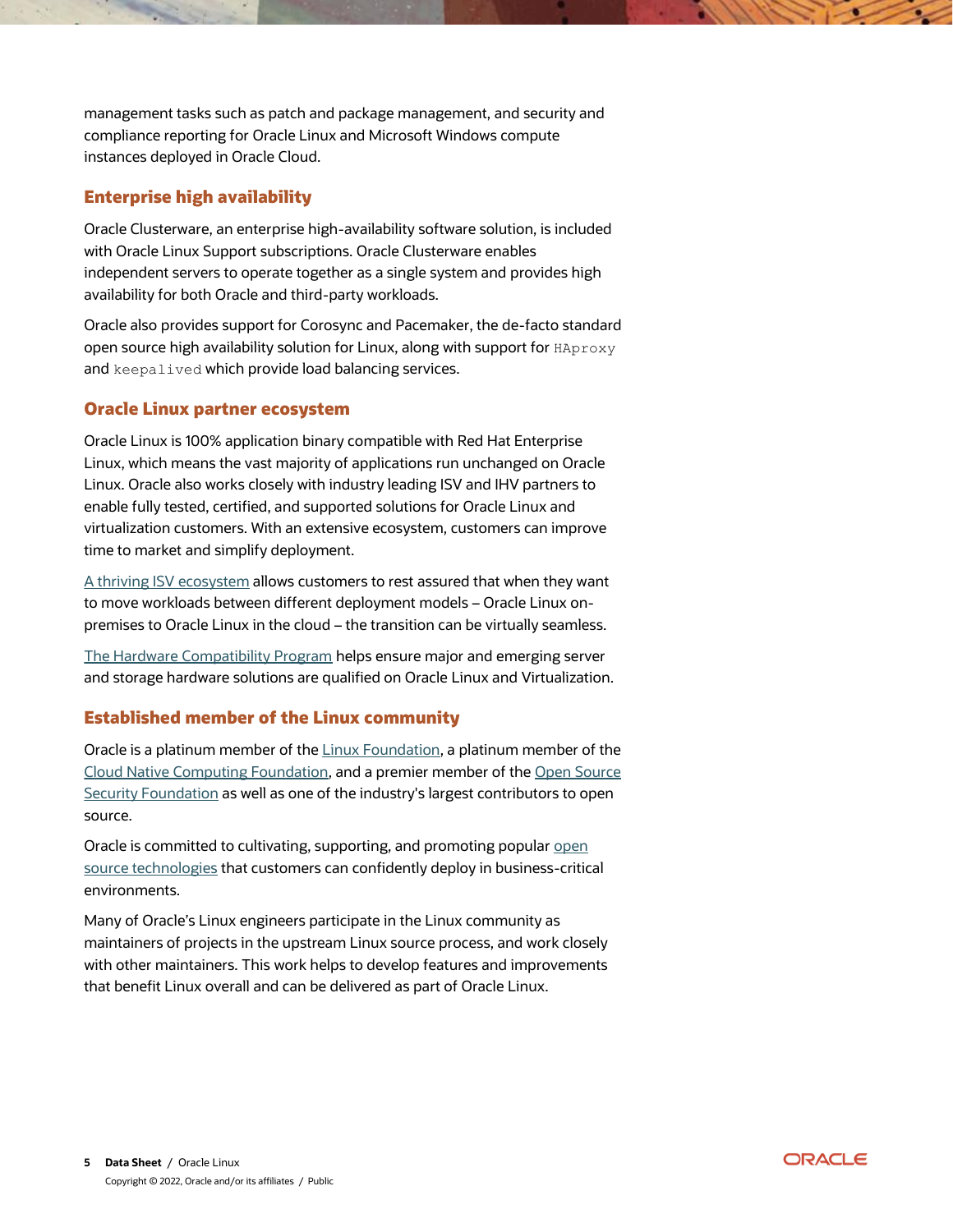management tasks such as patch and package management, and security and compliance reporting for Oracle Linux and Microsoft Windows compute instances deployed in Oracle Cloud.

## Enterprise high availability

Oracle Clusterware, an enterprise high-availability software solution, is included with Oracle Linux Support subscriptions. Oracle Clusterware enables independent servers to operate together as a single system and provides high availability for both Oracle and third-party workloads.

Oracle also provides support for Corosync and Pacemaker, the de-facto standard open source high availability solution for Linux, along with support for `HAproxy` and `keepalived` which provide load balancing services.

## Oracle Linux partner ecosystem

Oracle Linux is 100% application binary compatible with Red Hat Enterprise Linux, which means the vast majority of applications run unchanged on Oracle Linux. Oracle also works closely with industry leading ISV and IHV partners to enable fully tested, certified, and supported solutions for Oracle Linux and virtualization customers. With an extensive ecosystem, customers can improve time to market and simplify deployment.

A thriving ISV ecosystem allows customers to rest assured that when they want to move workloads between different deployment models – Oracle Linux on-premises to Oracle Linux in the cloud – the transition can be virtually seamless.

The Hardware Compatibility Program helps ensure major and emerging server and storage hardware solutions are qualified on Oracle Linux and Virtualization.

## Established member of the Linux community

Oracle is a platinum member of the Linux Foundation, a platinum member of the Cloud Native Computing Foundation, and a premier member of the Open Source Security Foundation as well as one of the industry's largest contributors to open source.

Oracle is committed to cultivating, supporting, and promoting popular open source technologies that customers can confidently deploy in business-critical environments.

Many of Oracle's Linux engineers participate in the Linux community as maintainers of projects in the upstream Linux source process, and work closely with other maintainers. This work helps to develop features and improvements that benefit Linux overall and can be delivered as part of Oracle Linux.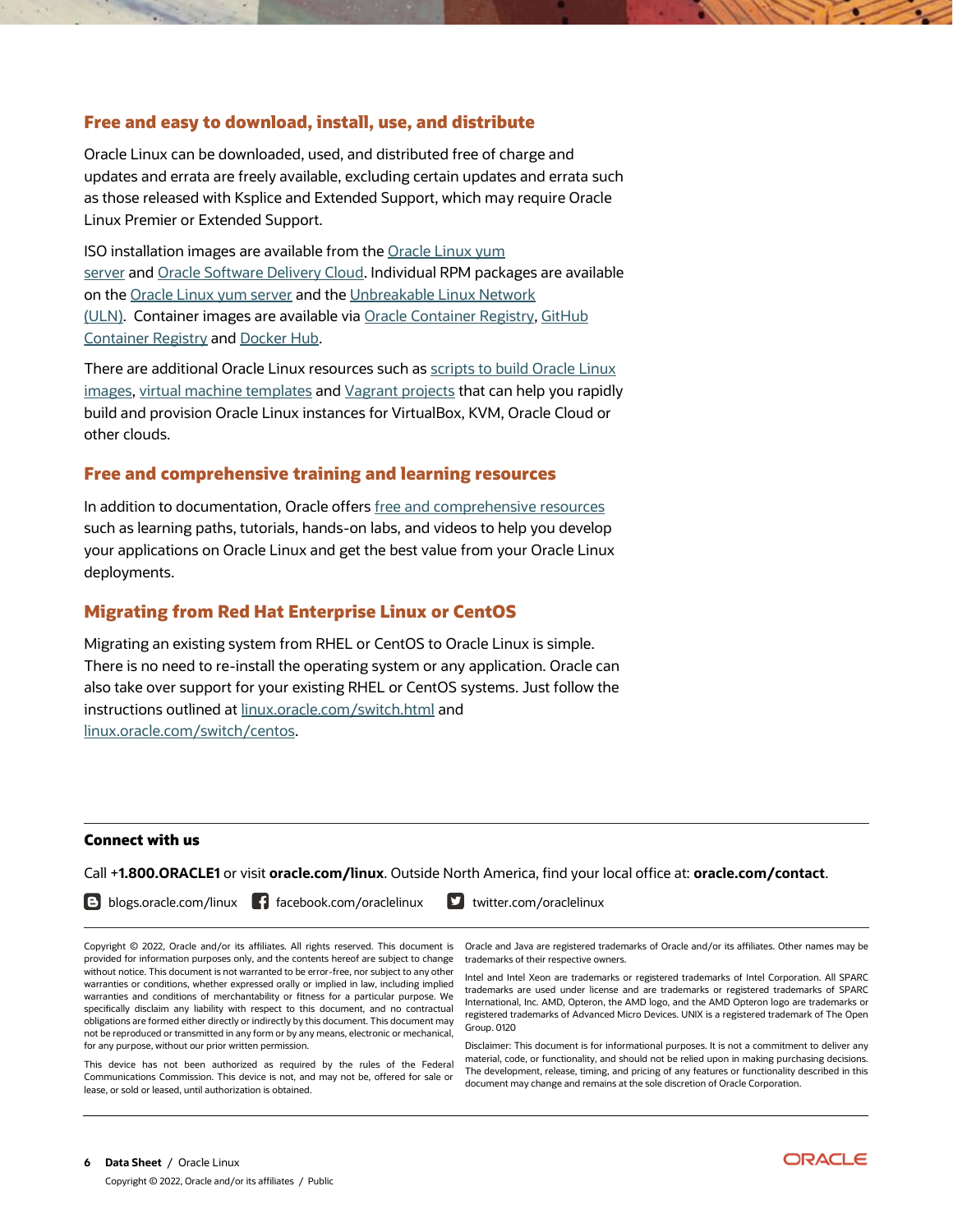## Free and easy to download, install, use, and distribute

Oracle Linux can be downloaded, used, and distributed free of charge and updates and errata are freely available, excluding certain updates and errata such as those released with Ksplice and Extended Support, which may require Oracle Linux Premier or Extended Support.

ISO installation images are available from the Oracle Linux yum server and Oracle Software Delivery Cloud. Individual RPM packages are available on the Oracle Linux yum server and the Unbreakable Linux Network (ULN). Container images are available via Oracle Container Registry, GitHub Container Registry and Docker Hub.

There are additional Oracle Linux resources such as scripts to build Oracle Linux images, virtual machine templates and Vagrant projects that can help you rapidly build and provision Oracle Linux instances for VirtualBox, KVM, Oracle Cloud or other clouds.

## Free and comprehensive training and learning resources

In addition to documentation, Oracle offers free and comprehensive resources such as learning paths, tutorials, hands-on labs, and videos to help you develop your applications on Oracle Linux and get the best value from your Oracle Linux deployments.

## Migrating from Red Hat Enterprise Linux or CentOS

Migrating an existing system from RHEL or CentOS to Oracle Linux is simple. There is no need to re-install the operating system or any application. Oracle can also take over support for your existing RHEL or CentOS systems. Just follow the instructions outlined at linux.oracle.com/switch.html and linux.oracle.com/switch/centos.

**Connect with us**

Call +**1.800.ORACLE1** or visit **oracle.com/linux**. Outside North America, find your local office at: **oracle.com/contact**.

blogs.oracle.com/linux facebook.com/oraclelinux twitter.com/oraclelinux

Copyright © 2022, Oracle and/or its affiliates. All rights reserved. This document is provided for information purposes only, and the contents hereof are subject to change without notice. This document is not warranted to be error-free, nor subject to any other warranties or conditions, whether expressed orally or implied in law, including implied warranties and conditions of merchantability or fitness for a particular purpose. We specifically disclaim any liability with respect to this document, and no contractual obligations are formed either directly or indirectly by this document. This document may not be reproduced or transmitted in any form or by any means, electronic or mechanical, for any purpose, without our prior written permission.

This device has not been authorized as required by the rules of the Federal Communications Commission. This device is not, and may not be, offered for sale or lease, or sold or leased, until authorization is obtained.

Oracle and Java are registered trademarks of Oracle and/or its affiliates. Other names may be trademarks of their respective owners.

Intel and Intel Xeon are trademarks or registered trademarks of Intel Corporation. All SPARC trademarks are used under license and are trademarks or registered trademarks of SPARC International, Inc. AMD, Opteron, the AMD logo, and the AMD Opteron logo are trademarks or registered trademarks of Advanced Micro Devices. UNIX is a registered trademark of The Open Group. 0120

Disclaimer: This document is for informational purposes. It is not a commitment to deliver any material, code, or functionality, and should not be relied upon in making purchasing decisions. The development, release, timing, and pricing of any features or functionality described in this document may change and remains at the sole discretion of Oracle Corporation.